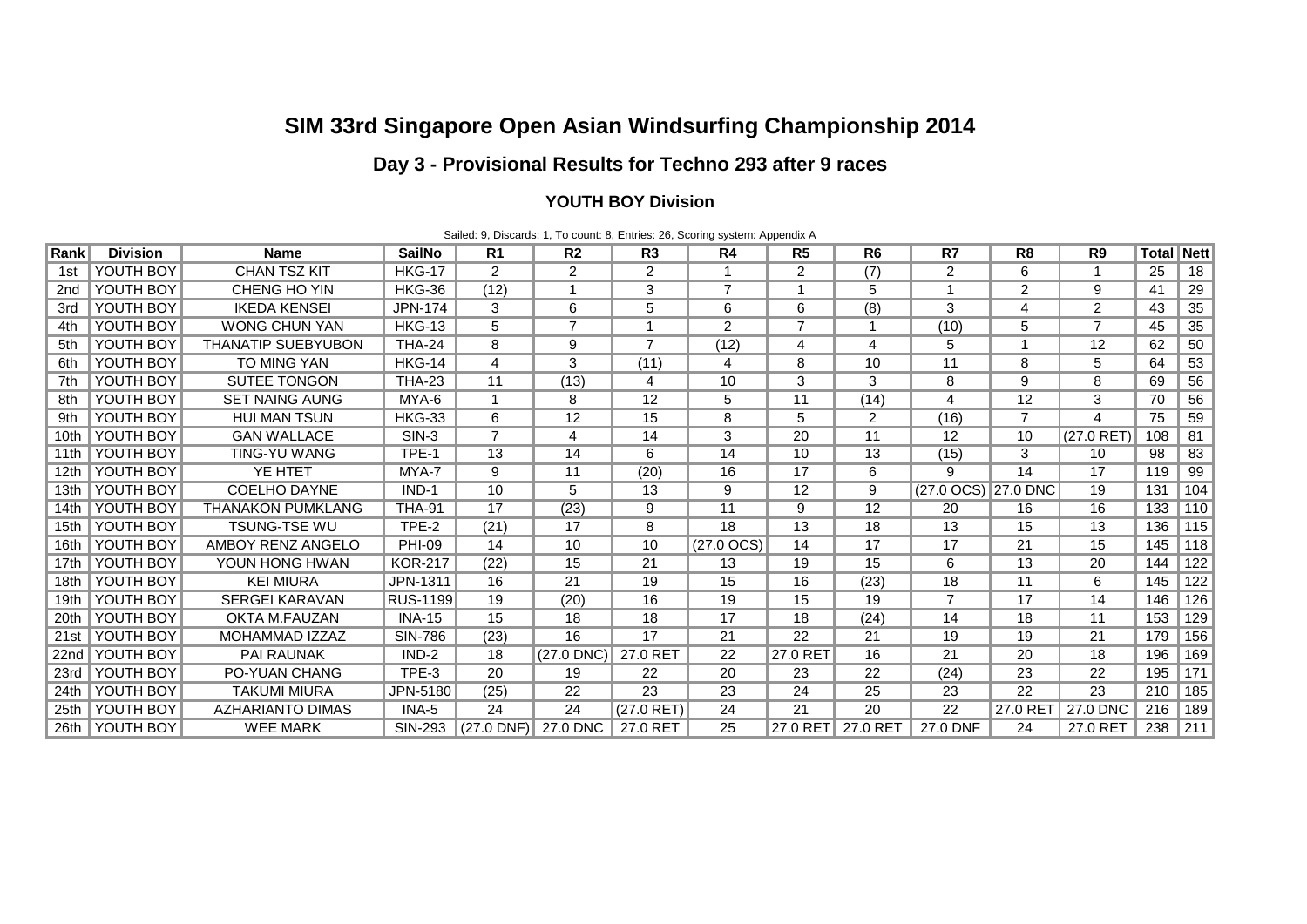# SIM 33rd Singapore Open Asian Windsurfing Championship 2014

## Day 3 - Provisional Results for Techno 293 after 9 races

### YOUTH BOY Division

Sailed: 9, Discards: 1, To count: 8, Entries: 26, Scoring system: Appendix A

| Rank | Division | Name | SailNo | R1 | R2 | R3 | R4 | R5 | R6 | R7 | R8 | R9 | Total | Nett |
|---|---|---|---|---|---|---|---|---|---|---|---|---|---|---|
| 1st | YOUTH BOY | CHAN TSZ KIT | HKG-17 | 2 | 2 | 2 | 1 | 2 | (7) | 2 | 6 | 1 | 25 | 18 |
| 2nd | YOUTH BOY | CHENG HO YIN | HKG-36 | (12) | 1 | 3 | 7 | 1 | 5 | 1 | 2 | 9 | 41 | 29 |
| 3rd | YOUTH BOY | IKEDA KENSEI | JPN-174 | 3 | 6 | 5 | 6 | 6 | (8) | 3 | 4 | 2 | 43 | 35 |
| 4th | YOUTH BOY | WONG CHUN YAN | HKG-13 | 5 | 7 | 1 | 2 | 7 | 1 | (10) | 5 | 7 | 45 | 35 |
| 5th | YOUTH BOY | THANATIP SUEBYUBON | THA-24 | 8 | 9 | 7 | (12) | 4 | 4 | 5 | 1 | 12 | 62 | 50 |
| 6th | YOUTH BOY | TO MING YAN | HKG-14 | 4 | 3 | (11) | 4 | 8 | 10 | 11 | 8 | 5 | 64 | 53 |
| 7th | YOUTH BOY | SUTEE TONGON | THA-23 | 11 | (13) | 4 | 10 | 3 | 3 | 8 | 9 | 8 | 69 | 56 |
| 8th | YOUTH BOY | SET NAING AUNG | MYA-6 | 1 | 8 | 12 | 5 | 11 | (14) | 4 | 12 | 3 | 70 | 56 |
| 9th | YOUTH BOY | HUI MAN TSUN | HKG-33 | 6 | 12 | 15 | 8 | 5 | 2 | (16) | 7 | 4 | 75 | 59 |
| 10th | YOUTH BOY | GAN WALLACE | SIN-3 | 7 | 4 | 14 | 3 | 20 | 11 | 12 | 10 | (27.0 RET) | 108 | 81 |
| 11th | YOUTH BOY | TING-YU WANG | TPE-1 | 13 | 14 | 6 | 14 | 10 | 13 | (15) | 3 | 10 | 98 | 83 |
| 12th | YOUTH BOY | YE HTET | MYA-7 | 9 | 11 | (20) | 16 | 17 | 6 | 9 | 14 | 17 | 119 | 99 |
| 13th | YOUTH BOY | COELHO DAYNE | IND-1 | 10 | 5 | 13 | 9 | 12 | 9 | (27.0 OCS) | 27.0 DNC | 19 | 131 | 104 |
| 14th | YOUTH BOY | THANAKON PUMKLANG | THA-91 | 17 | (23) | 9 | 11 | 9 | 12 | 20 | 16 | 16 | 133 | 110 |
| 15th | YOUTH BOY | TSUNG-TSE WU | TPE-2 | (21) | 17 | 8 | 18 | 13 | 18 | 13 | 15 | 13 | 136 | 115 |
| 16th | YOUTH BOY | AMBOY RENZ ANGELO | PHI-09 | 14 | 10 | 10 | (27.0 OCS) | 14 | 17 | 17 | 21 | 15 | 145 | 118 |
| 17th | YOUTH BOY | YOUN HONG HWAN | KOR-217 | (22) | 15 | 21 | 13 | 19 | 15 | 6 | 13 | 20 | 144 | 122 |
| 18th | YOUTH BOY | KEI MIURA | JPN-1311 | 16 | 21 | 19 | 15 | 16 | (23) | 18 | 11 | 6 | 145 | 122 |
| 19th | YOUTH BOY | SERGEI KARAVAN | RUS-1199 | 19 | (20) | 16 | 19 | 15 | 19 | 7 | 17 | 14 | 146 | 126 |
| 20th | YOUTH BOY | OKTA M.FAUZAN | INA-15 | 15 | 18 | 18 | 17 | 18 | (24) | 14 | 18 | 11 | 153 | 129 |
| 21st | YOUTH BOY | MOHAMMAD IZZAZ | SIN-786 | (23) | 16 | 17 | 21 | 22 | 21 | 19 | 19 | 21 | 179 | 156 |
| 22nd | YOUTH BOY | PAI RAUNAK | IND-2 | 18 | (27.0 DNC) | 27.0 RET | 22 | 27.0 RET | 16 | 21 | 20 | 18 | 196 | 169 |
| 23rd | YOUTH BOY | PO-YUAN CHANG | TPE-3 | 20 | 19 | 22 | 20 | 23 | 22 | (24) | 23 | 22 | 195 | 171 |
| 24th | YOUTH BOY | TAKUMI MIURA | JPN-5180 | (25) | 22 | 23 | 23 | 24 | 25 | 23 | 22 | 23 | 210 | 185 |
| 25th | YOUTH BOY | AZHARIANTO DIMAS | INA-5 | 24 | 24 | (27.0 RET) | 24 | 21 | 20 | 22 | 27.0 RET | 27.0 DNC | 216 | 189 |
| 26th | YOUTH BOY | WEE MARK | SIN-293 | (27.0 DNF) | 27.0 DNC | 27.0 RET | 25 | 27.0 RET | 27.0 RET | 27.0 DNF | 24 | 27.0 RET | 238 | 211 |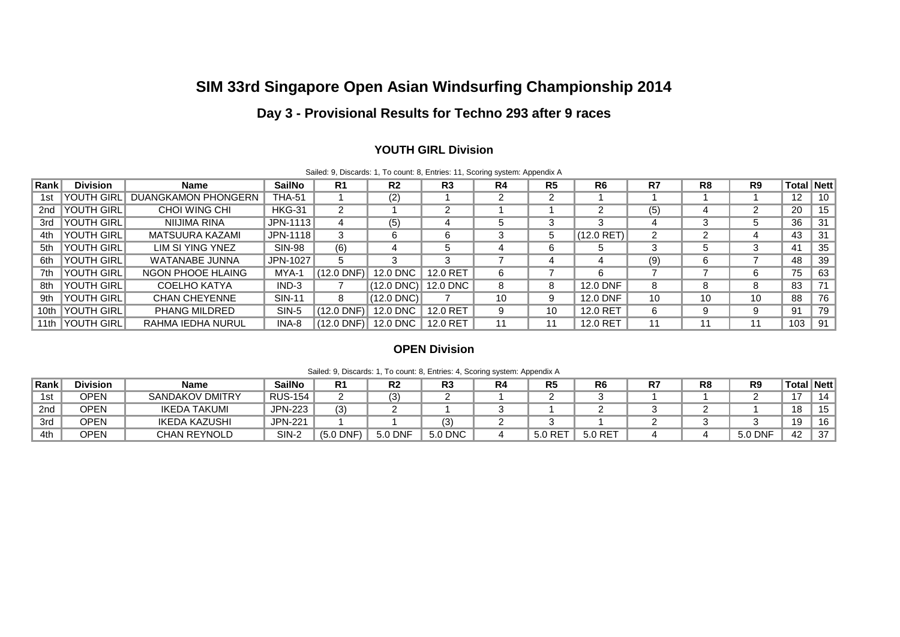# SIM 33rd Singapore Open Asian Windsurfing Championship 2014

## Day 3 - Provisional Results for Techno 293 after 9 races

### YOUTH GIRL Division

Sailed: 9, Discards: 1, To count: 8, Entries: 11, Scoring system: Appendix A

| Rank | Division | Name | SailNo | R1 | R2 | R3 | R4 | R5 | R6 | R7 | R8 | R9 | Total | Nett |
|---|---|---|---|---|---|---|---|---|---|---|---|---|---|---|
| 1st | YOUTH GIRL | DUANGKAMON PHONGERN | THA-51 | 1 | (2) | 1 | 2 | 2 | 1 | 1 | 1 | 1 | 12 | 10 |
| 2nd | YOUTH GIRL | CHOI WING CHI | HKG-31 | 2 | 1 | 2 | 1 | 1 | 2 | (5) | 4 | 2 | 20 | 15 |
| 3rd | YOUTH GIRL | NIIJIMA RINA | JPN-1113 | 4 | (5) | 4 | 5 | 3 | 3 | 4 | 3 | 5 | 36 | 31 |
| 4th | YOUTH GIRL | MATSUURA KAZAMI | JPN-1118 | 3 | 6 | 6 | 3 | 5 | (12.0 RET) | 2 | 2 | 4 | 43 | 31 |
| 5th | YOUTH GIRL | LIM SI YING YNEZ | SIN-98 | (6) | 4 | 5 | 4 | 6 | 5 | 3 | 5 | 3 | 41 | 35 |
| 6th | YOUTH GIRL | WATANABE JUNNA | JPN-1027 | 5 | 3 | 3 | 7 | 4 | 4 | (9) | 6 | 7 | 48 | 39 |
| 7th | YOUTH GIRL | NGON PHOOE HLAING | MYA-1 | (12.0 DNF) | 12.0 DNC | 12.0 RET | 6 | 7 | 6 | 7 | 7 | 6 | 75 | 63 |
| 8th | YOUTH GIRL | COELHO KATYA | IND-3 | 7 | (12.0 DNC) | 12.0 DNC | 8 | 8 | 12.0 DNF | 8 | 8 | 8 | 83 | 71 |
| 9th | YOUTH GIRL | CHAN CHEYENNE | SIN-11 | 8 | (12.0 DNC) | 7 | 10 | 9 | 12.0 DNF | 10 | 10 | 10 | 88 | 76 |
| 10th | YOUTH GIRL | PHANG MILDRED | SIN-5 | (12.0 DNF) | 12.0 DNC | 12.0 RET | 9 | 10 | 12.0 RET | 6 | 9 | 9 | 91 | 79 |
| 11th | YOUTH GIRL | RAHMA IEDHA NURUL | INA-8 | (12.0 DNF) | 12.0 DNC | 12.0 RET | 11 | 11 | 12.0 RET | 11 | 11 | 11 | 103 | 91 |

### OPEN Division

Sailed: 9, Discards: 1, To count: 8, Entries: 4, Scoring system: Appendix A

| Rank | Division | Name | SailNo | R1 | R2 | R3 | R4 | R5 | R6 | R7 | R8 | R9 | Total | Nett |
|---|---|---|---|---|---|---|---|---|---|---|---|---|---|---|
| 1st | OPEN | SANDAKOV DMITRY | RUS-154 | 2 | (3) | 2 | 1 | 2 | 3 | 1 | 1 | 2 | 17 | 14 |
| 2nd | OPEN | IKEDA TAKUMI | JPN-223 | (3) | 2 | 1 | 3 | 1 | 2 | 3 | 2 | 1 | 18 | 15 |
| 3rd | OPEN | IKEDA KAZUSHI | JPN-221 | 1 | 1 | (3) | 2 | 3 | 1 | 2 | 3 | 3 | 19 | 16 |
| 4th | OPEN | CHAN REYNOLD | SIN-2 | (5.0 DNF) | 5.0 DNF | 5.0 DNC | 4 | 5.0 RET | 5.0 RET | 4 | 4 | 5.0 DNF | 42 | 37 |